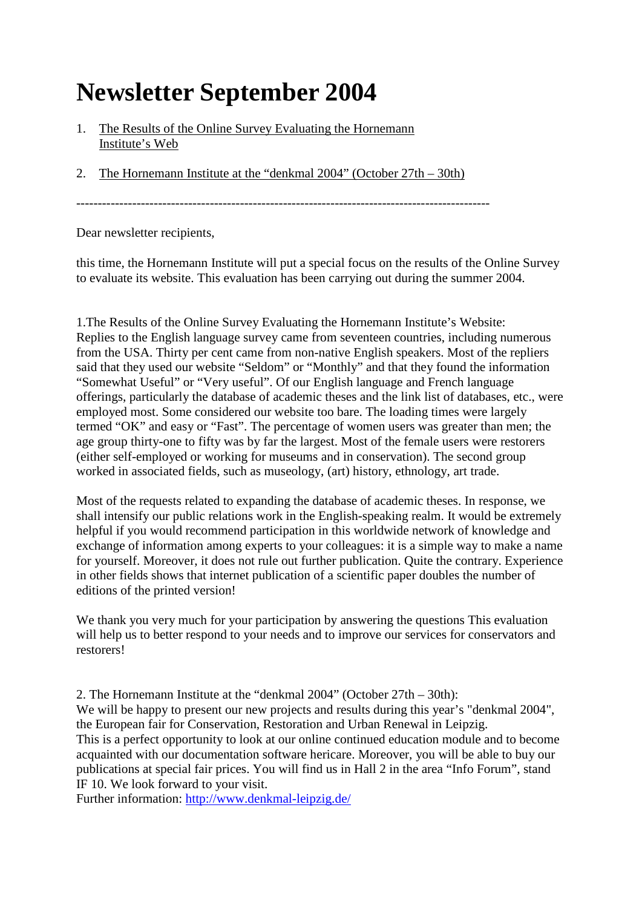# Newsletter September 2004

1. The Results of the Online Survey Evaluating the Hornemann Institute's Web
2. The Hornemann Institute at the "denkmal 2004" (October 27th – 30th)

---

Dear newsletter recipients,

this time, the Hornemann Institute will put a special focus on the results of the Online Survey to evaluate its website. This evaluation has been carrying out during the summer 2004.

1.The Results of the Online Survey Evaluating the Hornemann Institute's Website:
Replies to the English language survey came from seventeen countries, including numerous from the USA. Thirty per cent came from non-native English speakers. Most of the repliers said that they used our website "Seldom" or "Monthly" and that they found the information "Somewhat Useful" or "Very useful". Of our English language and French language offerings, particularly the database of academic theses and the link list of databases, etc., were employed most. Some considered our website too bare. The loading times were largely termed "OK" and easy or "Fast". The percentage of women users was greater than men; the age group thirty-one to fifty was by far the largest. Most of the female users were restorers (either self-employed or working for museums and in conservation). The second group worked in associated fields, such as museology, (art) history, ethnology, art trade.

Most of the requests related to expanding the database of academic theses. In response, we shall intensify our public relations work in the English-speaking realm. It would be extremely helpful if you would recommend participation in this worldwide network of knowledge and exchange of information among experts to your colleagues: it is a simple way to make a name for yourself. Moreover, it does not rule out further publication. Quite the contrary. Experience in other fields shows that internet publication of a scientific paper doubles the number of editions of the printed version!

We thank you very much for your participation by answering the questions This evaluation will help us to better respond to your needs and to improve our services for conservators and restorers!

2. The Hornemann Institute at the "denkmal 2004" (October 27th – 30th):
We will be happy to present our new projects and results during this year's "denkmal 2004", the European fair for Conservation, Restoration and Urban Renewal in Leipzig.
This is a perfect opportunity to look at our online continued education module and to become acquainted with our documentation software hericare. Moreover, you will be able to buy our publications at special fair prices. You will find us in Hall 2 in the area "Info Forum", stand IF 10. We look forward to your visit.
Further information: http://www.denkmal-leipzig.de/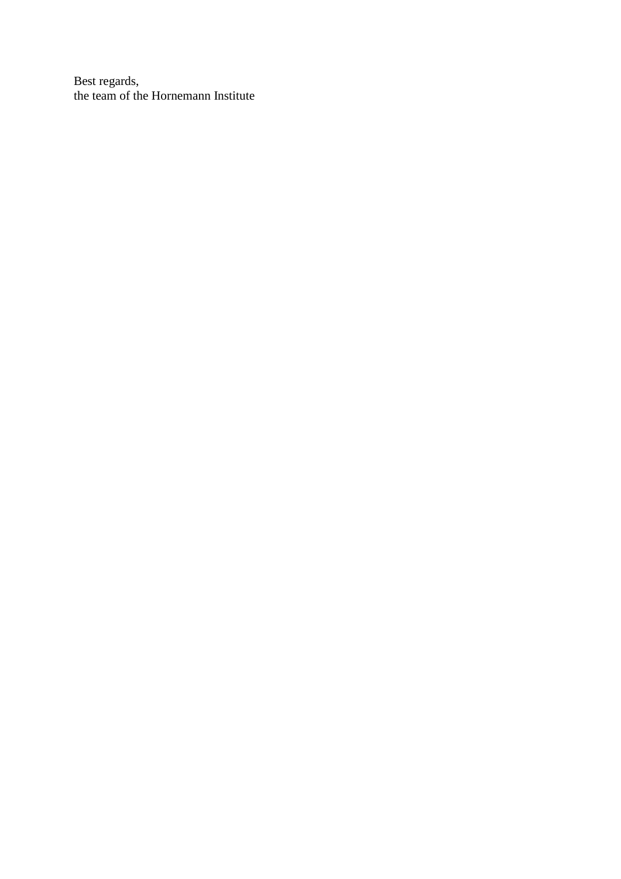Best regards,
the team of the Hornemann Institute